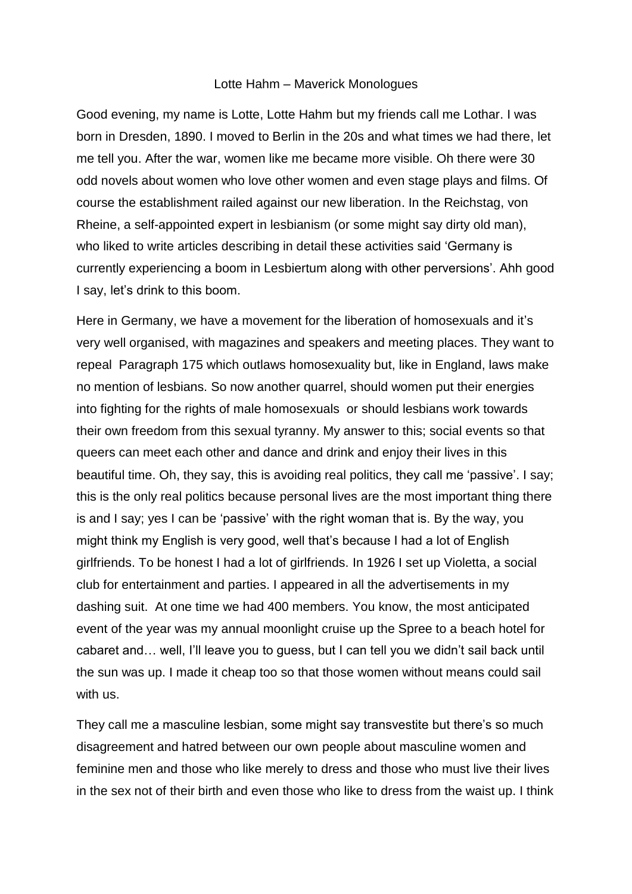# Lotte Hahm – Maverick Monologues

Good evening, my name is Lotte, Lotte Hahm but my friends call me Lothar. I was born in Dresden, 1890. I moved to Berlin in the 20s and what times we had there, let me tell you. After the war, women like me became more visible. Oh there were 30 odd novels about women who love other women and even stage plays and films. Of course the establishment railed against our new liberation. In the Reichstag, von Rheine, a self-appointed expert in lesbianism (or some might say dirty old man), who liked to write articles describing in detail these activities said 'Germany is currently experiencing a boom in Lesbiertum along with other perversions'. Ahh good I say, let's drink to this boom.

Here in Germany, we have a movement for the liberation of homosexuals and it's very well organised, with magazines and speakers and meeting places. They want to repeal Paragraph 175 which outlaws homosexuality but, like in England, laws make no mention of lesbians. So now another quarrel, should women put their energies into fighting for the rights of male homosexuals or should lesbians work towards their own freedom from this sexual tyranny. My answer to this; social events so that queers can meet each other and dance and drink and enjoy their lives in this beautiful time. Oh, they say, this is avoiding real politics, they call me 'passive'. I say; this is the only real politics because personal lives are the most important thing there is and I say; yes I can be 'passive' with the right woman that is. By the way, you might think my English is very good, well that's because I had a lot of English girlfriends. To be honest I had a lot of girlfriends. In 1926 I set up Violetta, a social club for entertainment and parties. I appeared in all the advertisements in my dashing suit. At one time we had 400 members. You know, the most anticipated event of the year was my annual moonlight cruise up the Spree to a beach hotel for cabaret and… well, I'll leave you to guess, but I can tell you we didn't sail back until the sun was up. I made it cheap too so that those women without means could sail with us.

They call me a masculine lesbian, some might say transvestite but there's so much disagreement and hatred between our own people about masculine women and feminine men and those who like merely to dress and those who must live their lives in the sex not of their birth and even those who like to dress from the waist up. I think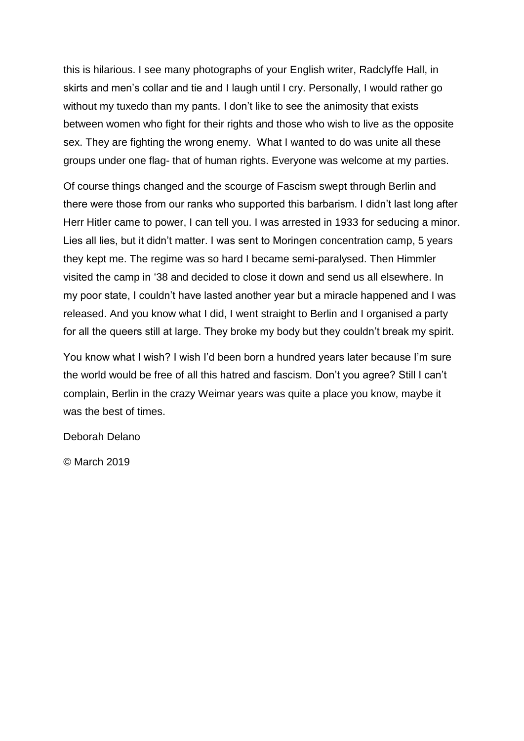this is hilarious. I see many photographs of your English writer, Radclyffe Hall, in skirts and men's collar and tie and I laugh until I cry. Personally, I would rather go without my tuxedo than my pants. I don't like to see the animosity that exists between women who fight for their rights and those who wish to live as the opposite sex. They are fighting the wrong enemy. What I wanted to do was unite all these groups under one flag- that of human rights. Everyone was welcome at my parties.

Of course things changed and the scourge of Fascism swept through Berlin and there were those from our ranks who supported this barbarism. I didn't last long after Herr Hitler came to power, I can tell you. I was arrested in 1933 for seducing a minor. Lies all lies, but it didn't matter. I was sent to Moringen concentration camp, 5 years they kept me. The regime was so hard I became semi-paralysed. Then Himmler visited the camp in '38 and decided to close it down and send us all elsewhere. In my poor state, I couldn't have lasted another year but a miracle happened and I was released. And you know what I did, I went straight to Berlin and I organised a party for all the queers still at large. They broke my body but they couldn't break my spirit.

You know what I wish? I wish I'd been born a hundred years later because I'm sure the world would be free of all this hatred and fascism. Don't you agree? Still I can't complain, Berlin in the crazy Weimar years was quite a place you know, maybe it was the best of times.

Deborah Delano

© March 2019